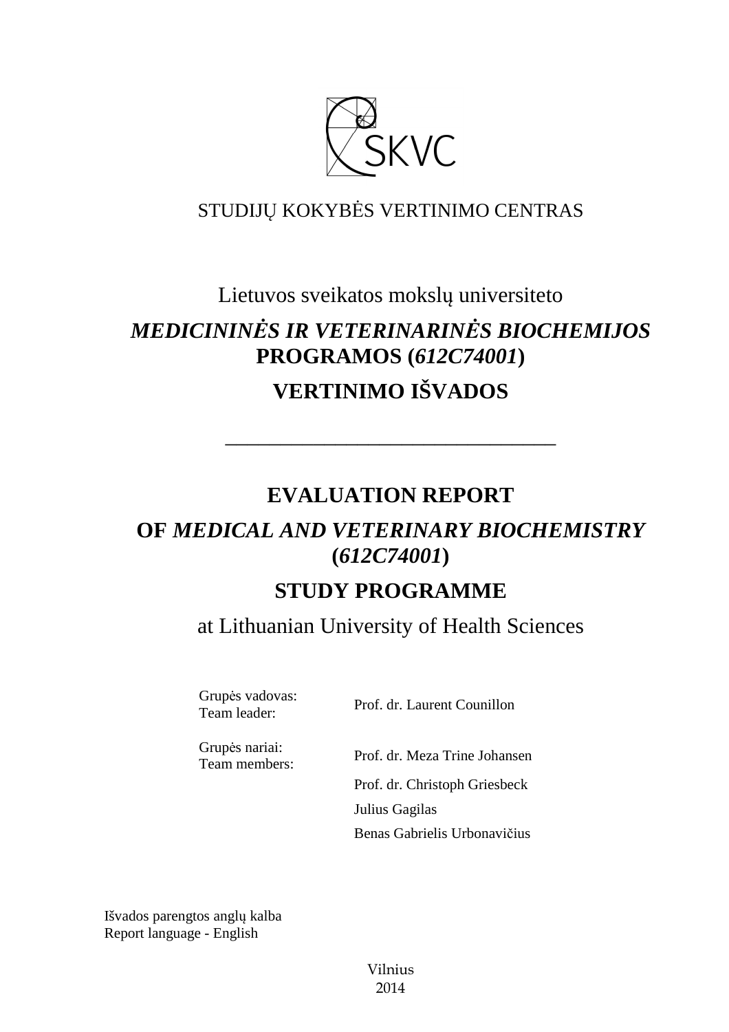SKVC

STUDIJŲ KOKYBĖS VERTINIMO CENTRAS

Lietuvos sveikatos mokslų universiteto

# *MEDICININĖS IR VETERINARINĖS BIOCHEMIJOS* PROGRAMOS (*612C74001*)

# VERTINIMO IŠVADOS

---

# EVALUATION REPORT

# OF *MEDICAL AND VETERINARY BIOCHEMISTRY* (*612C74001*)

# STUDY PROGRAMME

at Lithuanian University of Health Sciences

| | |
|---|---|
| Grupės vadovas:<br>Team leader: | Prof. dr. Laurent Counillon |
| Grupės nariai:<br>Team members: | Prof. dr. Meza Trine Johansen |
| | Prof. dr. Christoph Griesbeck |
| | Julius Gagilas |
| | Benas Gabrielis Urbonavičius |

Išvados parengtos anglų kalba
Report language - English

Vilnius
2014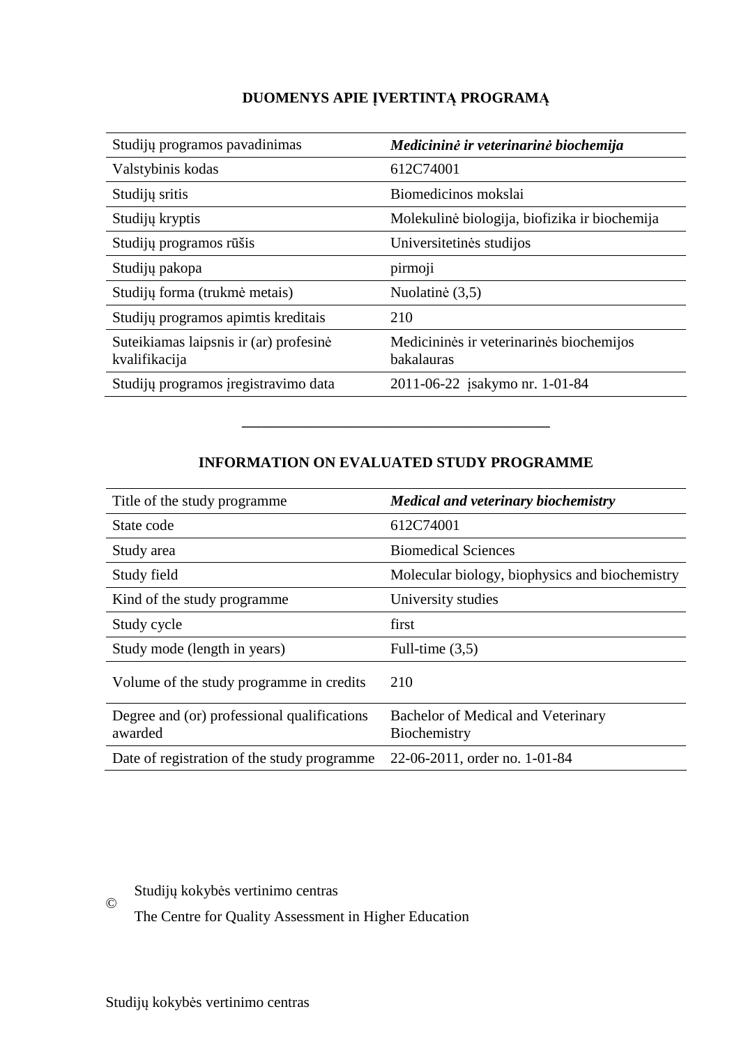## DUOMENYS APIE ĮVERTINTĄ PROGRAMĄ

| | |
|---|---|
| Studijų programos pavadinimas | ***Medicininė ir veterinarinė biochemija*** |
| Valstybinis kodas | 612C74001 |
| Studijų sritis | Biomedicinos mokslai |
| Studijų kryptis | Molekulinė biologija, biofizika ir biochemija |
| Studijų programos rūšis | Universitetinės studijos |
| Studijų pakopa | pirmoji |
| Studijų forma (trukmė metais) | Nuolatinė (3,5) |
| Studijų programos apimtis kreditais | 210 |
| Suteikiamas laipsnis ir (ar) profesinė kvalifikacija | Medicininės ir veterinarinės biochemijos bakalauras |
| Studijų programos įregistravimo data | 2011-06-22 įsakymo nr. 1-01-84 |

---

## INFORMATION ON EVALUATED STUDY PROGRAMME

| | |
|---|---|
| Title of the study programme | ***Medical and veterinary biochemistry*** |
| State code | 612C74001 |
| Study area | Biomedical Sciences |
| Study field | Molecular biology, biophysics and biochemistry |
| Kind of the study programme | University studies |
| Study cycle | first |
| Study mode (length in years) | Full-time (3,5) |
| Volume of the study programme in credits | 210 |
| Degree and (or) professional qualifications awarded | Bachelor of Medical and Veterinary Biochemistry |
| Date of registration of the study programme | 22-06-2011, order no. 1-01-84 |

© Studijų kokybės vertinimo centras

The Centre for Quality Assessment in Higher Education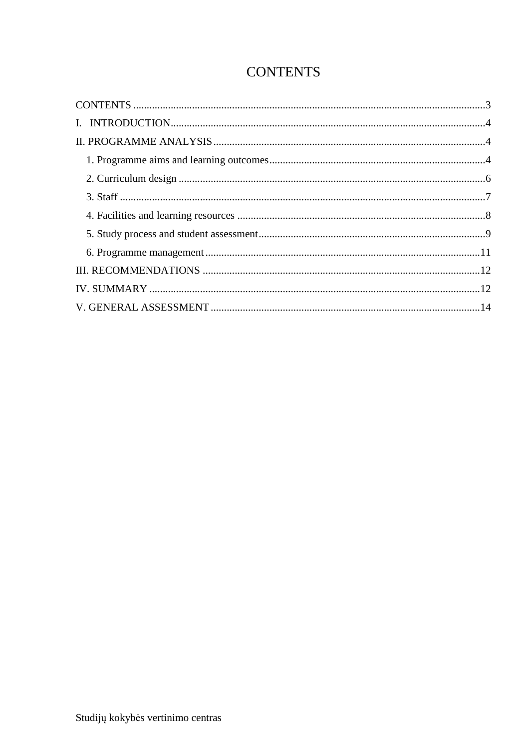# CONTENTS

CONTENTS ....................................................................................................................................3

I. INTRODUCTION.......................................................................................................................4

II. PROGRAMME ANALYSIS......................................................................................................4

1. Programme aims and learning outcomes..................................................................................4
2. Curriculum design ....................................................................................................................6
3. Staff ..........................................................................................................................................7
4. Facilities and learning resources .............................................................................................8
5. Study process and student assessment......................................................................................9
6. Programme management........................................................................................................11

III. RECOMMENDATIONS ........................................................................................................12

IV. SUMMARY ............................................................................................................................12

V. GENERAL ASSESSMENT .....................................................................................................14

Studijų kokybės vertinimo centras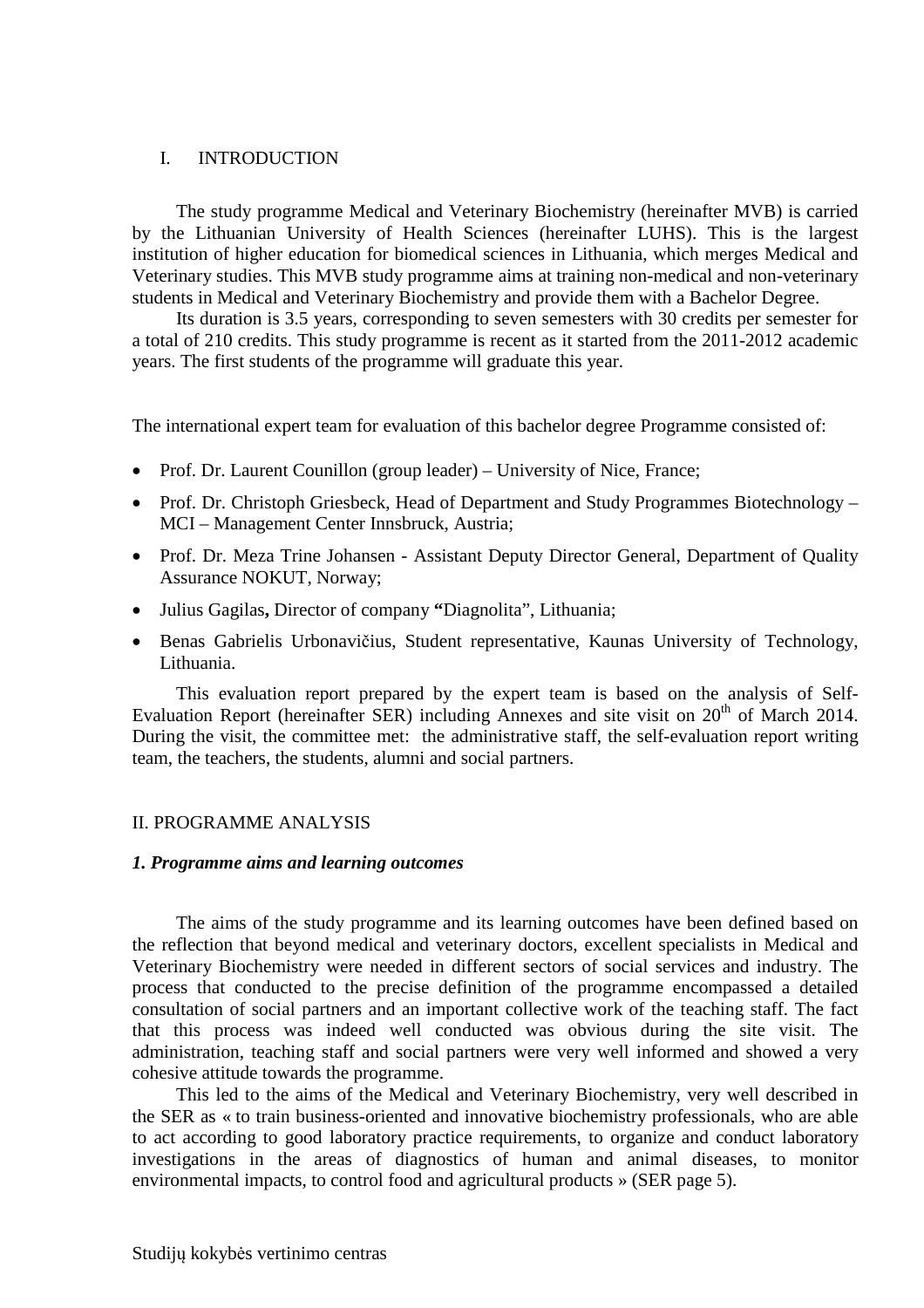## I. INTRODUCTION

The study programme Medical and Veterinary Biochemistry (hereinafter MVB) is carried by the Lithuanian University of Health Sciences (hereinafter LUHS). This is the largest institution of higher education for biomedical sciences in Lithuania, which merges Medical and Veterinary studies. This MVB study programme aims at training non-medical and non-veterinary students in Medical and Veterinary Biochemistry and provide them with a Bachelor Degree.

Its duration is 3.5 years, corresponding to seven semesters with 30 credits per semester for a total of 210 credits. This study programme is recent as it started from the 2011-2012 academic years. The first students of the programme will graduate this year.

The international expert team for evaluation of this bachelor degree Programme consisted of:

- Prof. Dr. Laurent Counillon (group leader) – University of Nice, France;
- Prof. Dr. Christoph Griesbeck, Head of Department and Study Programmes Biotechnology – MCI – Management Center Innsbruck, Austria;
- Prof. Dr. Meza Trine Johansen - Assistant Deputy Director General, Department of Quality Assurance NOKUT, Norway;
- Julius Gagilas**,** Director of company **"**Diagnolita", Lithuania;
- Benas Gabrielis Urbonavičius, Student representative, Kaunas University of Technology, Lithuania.

This evaluation report prepared by the expert team is based on the analysis of Self-Evaluation Report (hereinafter SER) including Annexes and site visit on 20th of March 2014. During the visit, the committee met: the administrative staff, the self-evaluation report writing team, the teachers, the students, alumni and social partners.

## II. PROGRAMME ANALYSIS

### *1. Programme aims and learning outcomes*

The aims of the study programme and its learning outcomes have been defined based on the reflection that beyond medical and veterinary doctors, excellent specialists in Medical and Veterinary Biochemistry were needed in different sectors of social services and industry. The process that conducted to the precise definition of the programme encompassed a detailed consultation of social partners and an important collective work of the teaching staff. The fact that this process was indeed well conducted was obvious during the site visit. The administration, teaching staff and social partners were very well informed and showed a very cohesive attitude towards the programme.

This led to the aims of the Medical and Veterinary Biochemistry, very well described in the SER as « to train business-oriented and innovative biochemistry professionals, who are able to act according to good laboratory practice requirements, to organize and conduct laboratory investigations in the areas of diagnostics of human and animal diseases, to monitor environmental impacts, to control food and agricultural products » (SER page 5).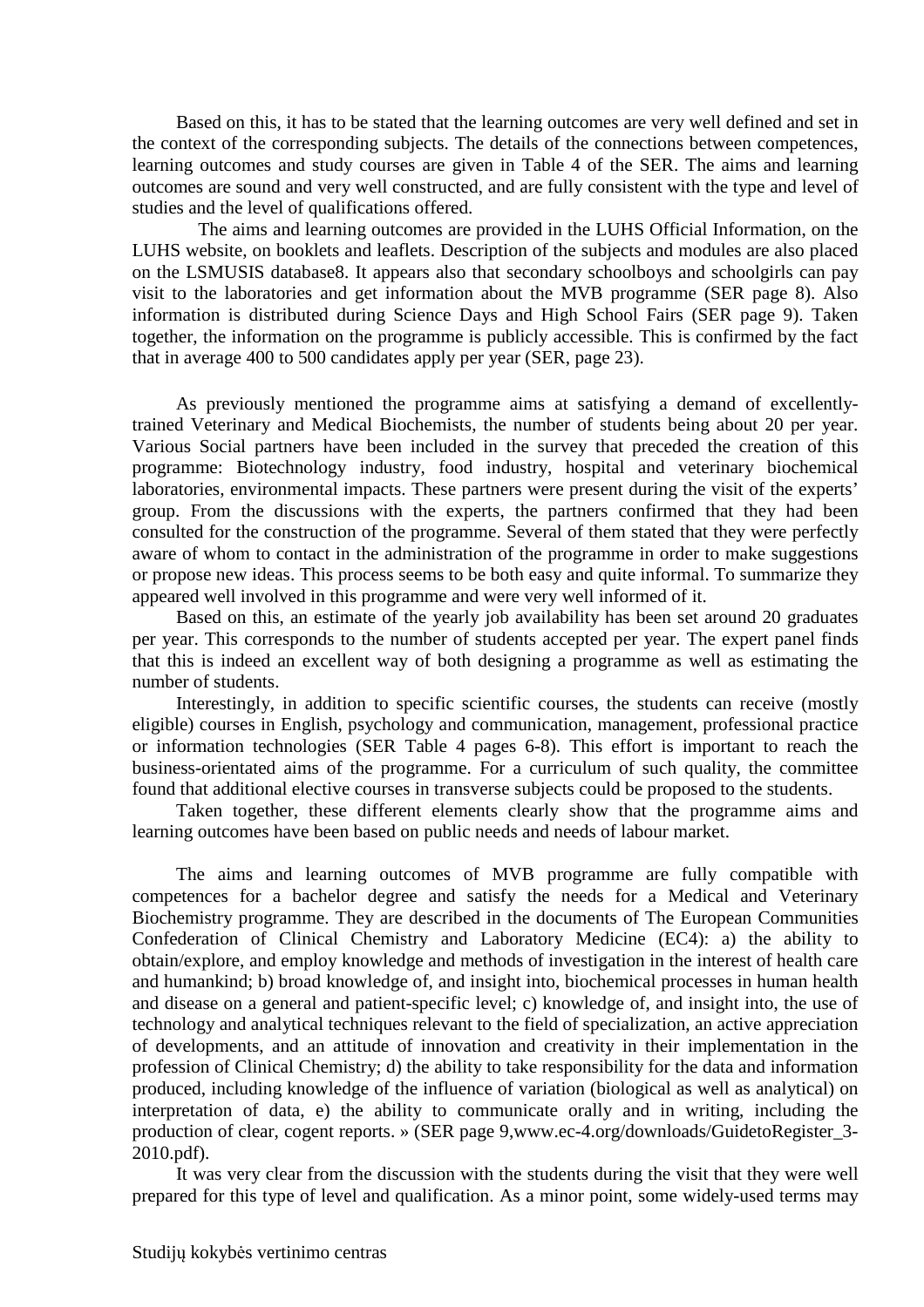Based on this, it has to be stated that the learning outcomes are very well defined and set in the context of the corresponding subjects. The details of the connections between competences, learning outcomes and study courses are given in Table 4 of the SER. The aims and learning outcomes are sound and very well constructed, and are fully consistent with the type and level of studies and the level of qualifications offered.

The aims and learning outcomes are provided in the LUHS Official Information, on the LUHS website, on booklets and leaflets. Description of the subjects and modules are also placed on the LSMUSIS database8. It appears also that secondary schoolboys and schoolgirls can pay visit to the laboratories and get information about the MVB programme (SER page 8). Also information is distributed during Science Days and High School Fairs (SER page 9). Taken together, the information on the programme is publicly accessible. This is confirmed by the fact that in average 400 to 500 candidates apply per year (SER, page 23).

As previously mentioned the programme aims at satisfying a demand of excellently-trained Veterinary and Medical Biochemists, the number of students being about 20 per year. Various Social partners have been included in the survey that preceded the creation of this programme: Biotechnology industry, food industry, hospital and veterinary biochemical laboratories, environmental impacts. These partners were present during the visit of the experts' group. From the discussions with the experts, the partners confirmed that they had been consulted for the construction of the programme. Several of them stated that they were perfectly aware of whom to contact in the administration of the programme in order to make suggestions or propose new ideas. This process seems to be both easy and quite informal. To summarize they appeared well involved in this programme and were very well informed of it.

Based on this, an estimate of the yearly job availability has been set around 20 graduates per year. This corresponds to the number of students accepted per year. The expert panel finds that this is indeed an excellent way of both designing a programme as well as estimating the number of students.

Interestingly, in addition to specific scientific courses, the students can receive (mostly eligible) courses in English, psychology and communication, management, professional practice or information technologies (SER Table 4 pages 6-8). This effort is important to reach the business-orientated aims of the programme. For a curriculum of such quality, the committee found that additional elective courses in transverse subjects could be proposed to the students.

Taken together, these different elements clearly show that the programme aims and learning outcomes have been based on public needs and needs of labour market.

The aims and learning outcomes of MVB programme are fully compatible with competences for a bachelor degree and satisfy the needs for a Medical and Veterinary Biochemistry programme. They are described in the documents of The European Communities Confederation of Clinical Chemistry and Laboratory Medicine (EC4): a) the ability to obtain/explore, and employ knowledge and methods of investigation in the interest of health care and humankind; b) broad knowledge of, and insight into, biochemical processes in human health and disease on a general and patient-specific level; c) knowledge of, and insight into, the use of technology and analytical techniques relevant to the field of specialization, an active appreciation of developments, and an attitude of innovation and creativity in their implementation in the profession of Clinical Chemistry; d) the ability to take responsibility for the data and information produced, including knowledge of the influence of variation (biological as well as analytical) on interpretation of data, e) the ability to communicate orally and in writing, including the production of clear, cogent reports. » (SER page 9,www.ec-4.org/downloads/GuidetoRegister_3-2010.pdf).

It was very clear from the discussion with the students during the visit that they were well prepared for this type of level and qualification. As a minor point, some widely-used terms may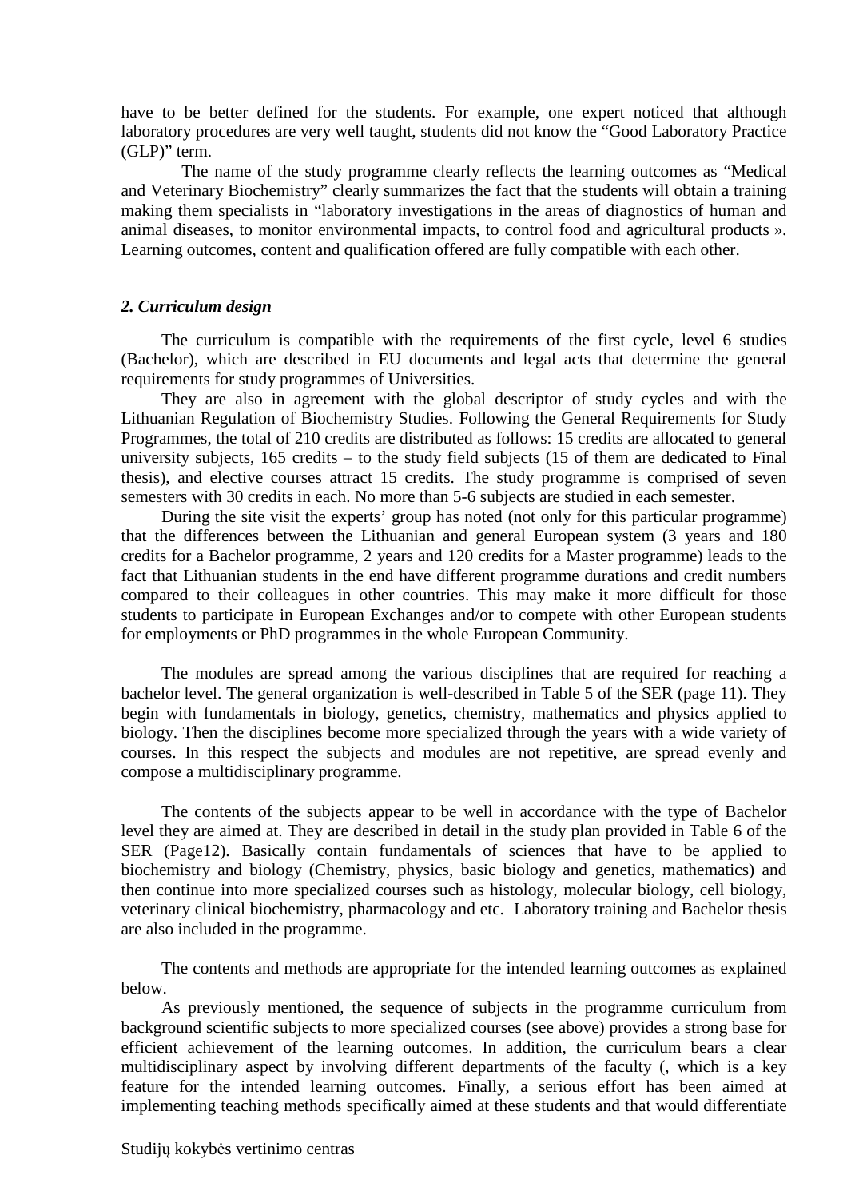have to be better defined for the students. For example, one expert noticed that although laboratory procedures are very well taught, students did not know the "Good Laboratory Practice (GLP)" term.

The name of the study programme clearly reflects the learning outcomes as "Medical and Veterinary Biochemistry" clearly summarizes the fact that the students will obtain a training making them specialists in "laboratory investigations in the areas of diagnostics of human and animal diseases, to monitor environmental impacts, to control food and agricultural products ». Learning outcomes, content and qualification offered are fully compatible with each other.

***2. Curriculum design***

The curriculum is compatible with the requirements of the first cycle, level 6 studies (Bachelor), which are described in EU documents and legal acts that determine the general requirements for study programmes of Universities.

They are also in agreement with the global descriptor of study cycles and with the Lithuanian Regulation of Biochemistry Studies. Following the General Requirements for Study Programmes, the total of 210 credits are distributed as follows: 15 credits are allocated to general university subjects, 165 credits – to the study field subjects (15 of them are dedicated to Final thesis), and elective courses attract 15 credits. The study programme is comprised of seven semesters with 30 credits in each. No more than 5-6 subjects are studied in each semester.

During the site visit the experts' group has noted (not only for this particular programme) that the differences between the Lithuanian and general European system (3 years and 180 credits for a Bachelor programme, 2 years and 120 credits for a Master programme) leads to the fact that Lithuanian students in the end have different programme durations and credit numbers compared to their colleagues in other countries. This may make it more difficult for those students to participate in European Exchanges and/or to compete with other European students for employments or PhD programmes in the whole European Community.

The modules are spread among the various disciplines that are required for reaching a bachelor level. The general organization is well-described in Table 5 of the SER (page 11). They begin with fundamentals in biology, genetics, chemistry, mathematics and physics applied to biology. Then the disciplines become more specialized through the years with a wide variety of courses. In this respect the subjects and modules are not repetitive, are spread evenly and compose a multidisciplinary programme.

The contents of the subjects appear to be well in accordance with the type of Bachelor level they are aimed at. They are described in detail in the study plan provided in Table 6 of the SER (Page12). Basically contain fundamentals of sciences that have to be applied to biochemistry and biology (Chemistry, physics, basic biology and genetics, mathematics) and then continue into more specialized courses such as histology, molecular biology, cell biology, veterinary clinical biochemistry, pharmacology and etc. Laboratory training and Bachelor thesis are also included in the programme.

The contents and methods are appropriate for the intended learning outcomes as explained below.

As previously mentioned, the sequence of subjects in the programme curriculum from background scientific subjects to more specialized courses (see above) provides a strong base for efficient achievement of the learning outcomes. In addition, the curriculum bears a clear multidisciplinary aspect by involving different departments of the faculty (, which is a key feature for the intended learning outcomes. Finally, a serious effort has been aimed at implementing teaching methods specifically aimed at these students and that would differentiate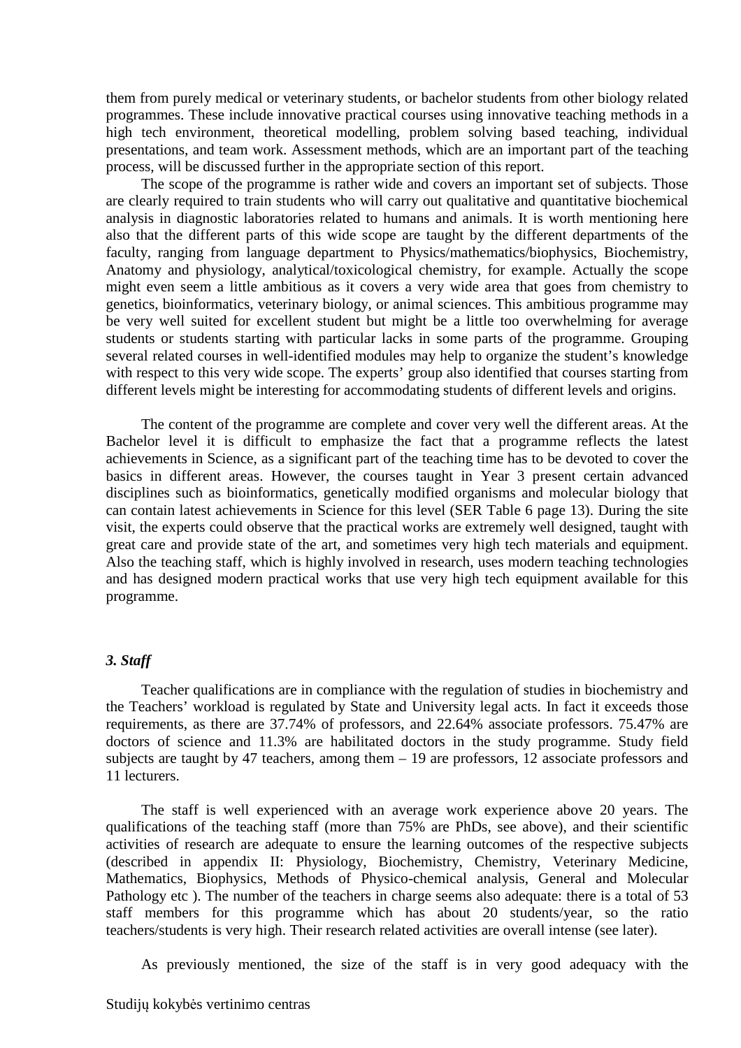them from purely medical or veterinary students, or bachelor students from other biology related programmes. These include innovative practical courses using innovative teaching methods in a high tech environment, theoretical modelling, problem solving based teaching, individual presentations, and team work. Assessment methods, which are an important part of the teaching process, will be discussed further in the appropriate section of this report.

The scope of the programme is rather wide and covers an important set of subjects. Those are clearly required to train students who will carry out qualitative and quantitative biochemical analysis in diagnostic laboratories related to humans and animals. It is worth mentioning here also that the different parts of this wide scope are taught by the different departments of the faculty, ranging from language department to Physics/mathematics/biophysics, Biochemistry, Anatomy and physiology, analytical/toxicological chemistry, for example. Actually the scope might even seem a little ambitious as it covers a very wide area that goes from chemistry to genetics, bioinformatics, veterinary biology, or animal sciences. This ambitious programme may be very well suited for excellent student but might be a little too overwhelming for average students or students starting with particular lacks in some parts of the programme. Grouping several related courses in well-identified modules may help to organize the student's knowledge with respect to this very wide scope. The experts' group also identified that courses starting from different levels might be interesting for accommodating students of different levels and origins.

The content of the programme are complete and cover very well the different areas. At the Bachelor level it is difficult to emphasize the fact that a programme reflects the latest achievements in Science, as a significant part of the teaching time has to be devoted to cover the basics in different areas. However, the courses taught in Year 3 present certain advanced disciplines such as bioinformatics, genetically modified organisms and molecular biology that can contain latest achievements in Science for this level (SER Table 6 page 13). During the site visit, the experts could observe that the practical works are extremely well designed, taught with great care and provide state of the art, and sometimes very high tech materials and equipment. Also the teaching staff, which is highly involved in research, uses modern teaching technologies and has designed modern practical works that use very high tech equipment available for this programme.

### *3. Staff*

Teacher qualifications are in compliance with the regulation of studies in biochemistry and the Teachers' workload is regulated by State and University legal acts. In fact it exceeds those requirements, as there are 37.74% of professors, and 22.64% associate professors. 75.47% are doctors of science and 11.3% are habilitated doctors in the study programme. Study field subjects are taught by 47 teachers, among them – 19 are professors, 12 associate professors and 11 lecturers.

The staff is well experienced with an average work experience above 20 years. The qualifications of the teaching staff (more than 75% are PhDs, see above), and their scientific activities of research are adequate to ensure the learning outcomes of the respective subjects (described in appendix II: Physiology, Biochemistry, Chemistry, Veterinary Medicine, Mathematics, Biophysics, Methods of Physico-chemical analysis, General and Molecular Pathology etc ). The number of the teachers in charge seems also adequate: there is a total of 53 staff members for this programme which has about 20 students/year, so the ratio teachers/students is very high. Their research related activities are overall intense (see later).

As previously mentioned, the size of the staff is in very good adequacy with the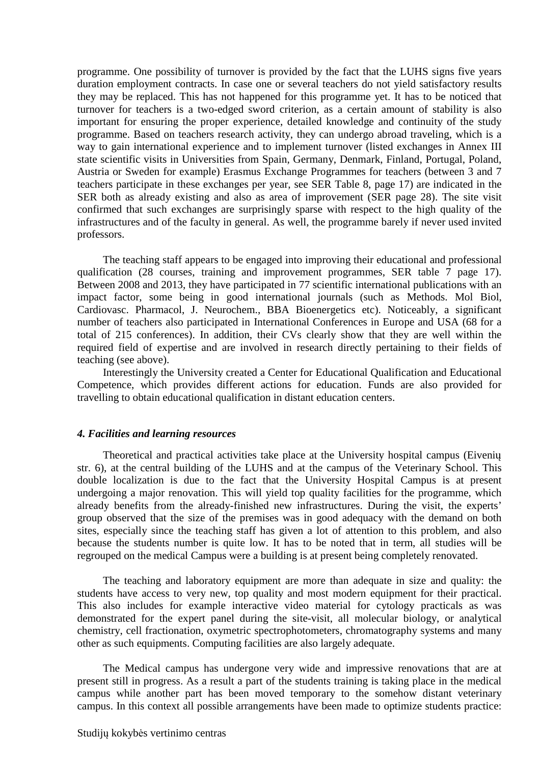programme. One possibility of turnover is provided by the fact that the LUHS signs five years duration employment contracts. In case one or several teachers do not yield satisfactory results they may be replaced. This has not happened for this programme yet. It has to be noticed that turnover for teachers is a two-edged sword criterion, as a certain amount of stability is also important for ensuring the proper experience, detailed knowledge and continuity of the study programme. Based on teachers research activity, they can undergo abroad traveling, which is a way to gain international experience and to implement turnover (listed exchanges in Annex III state scientific visits in Universities from Spain, Germany, Denmark, Finland, Portugal, Poland, Austria or Sweden for example) Erasmus Exchange Programmes for teachers (between 3 and 7 teachers participate in these exchanges per year, see SER Table 8, page 17) are indicated in the SER both as already existing and also as area of improvement (SER page 28). The site visit confirmed that such exchanges are surprisingly sparse with respect to the high quality of the infrastructures and of the faculty in general. As well, the programme barely if never used invited professors.

The teaching staff appears to be engaged into improving their educational and professional qualification (28 courses, training and improvement programmes, SER table 7 page 17). Between 2008 and 2013, they have participated in 77 scientific international publications with an impact factor, some being in good international journals (such as Methods. Mol Biol, Cardiovasc. Pharmacol, J. Neurochem., BBA Bioenergetics etc). Noticeably, a significant number of teachers also participated in International Conferences in Europe and USA (68 for a total of 215 conferences). In addition, their CVs clearly show that they are well within the required field of expertise and are involved in research directly pertaining to their fields of teaching (see above).

Interestingly the University created a Center for Educational Qualification and Educational Competence, which provides different actions for education. Funds are also provided for travelling to obtain educational qualification in distant education centers.

#### *4. Facilities and learning resources*

Theoretical and practical activities take place at the University hospital campus (Eivenių str. 6), at the central building of the LUHS and at the campus of the Veterinary School. This double localization is due to the fact that the University Hospital Campus is at present undergoing a major renovation. This will yield top quality facilities for the programme, which already benefits from the already-finished new infrastructures. During the visit, the experts' group observed that the size of the premises was in good adequacy with the demand on both sites, especially since the teaching staff has given a lot of attention to this problem, and also because the students number is quite low. It has to be noted that in term, all studies will be regrouped on the medical Campus were a building is at present being completely renovated.

The teaching and laboratory equipment are more than adequate in size and quality: the students have access to very new, top quality and most modern equipment for their practical. This also includes for example interactive video material for cytology practicals as was demonstrated for the expert panel during the site-visit, all molecular biology, or analytical chemistry, cell fractionation, oxymetric spectrophotometers, chromatography systems and many other as such equipments. Computing facilities are also largely adequate.

The Medical campus has undergone very wide and impressive renovations that are at present still in progress. As a result a part of the students training is taking place in the medical campus while another part has been moved temporary to the somehow distant veterinary campus. In this context all possible arrangements have been made to optimize students practice: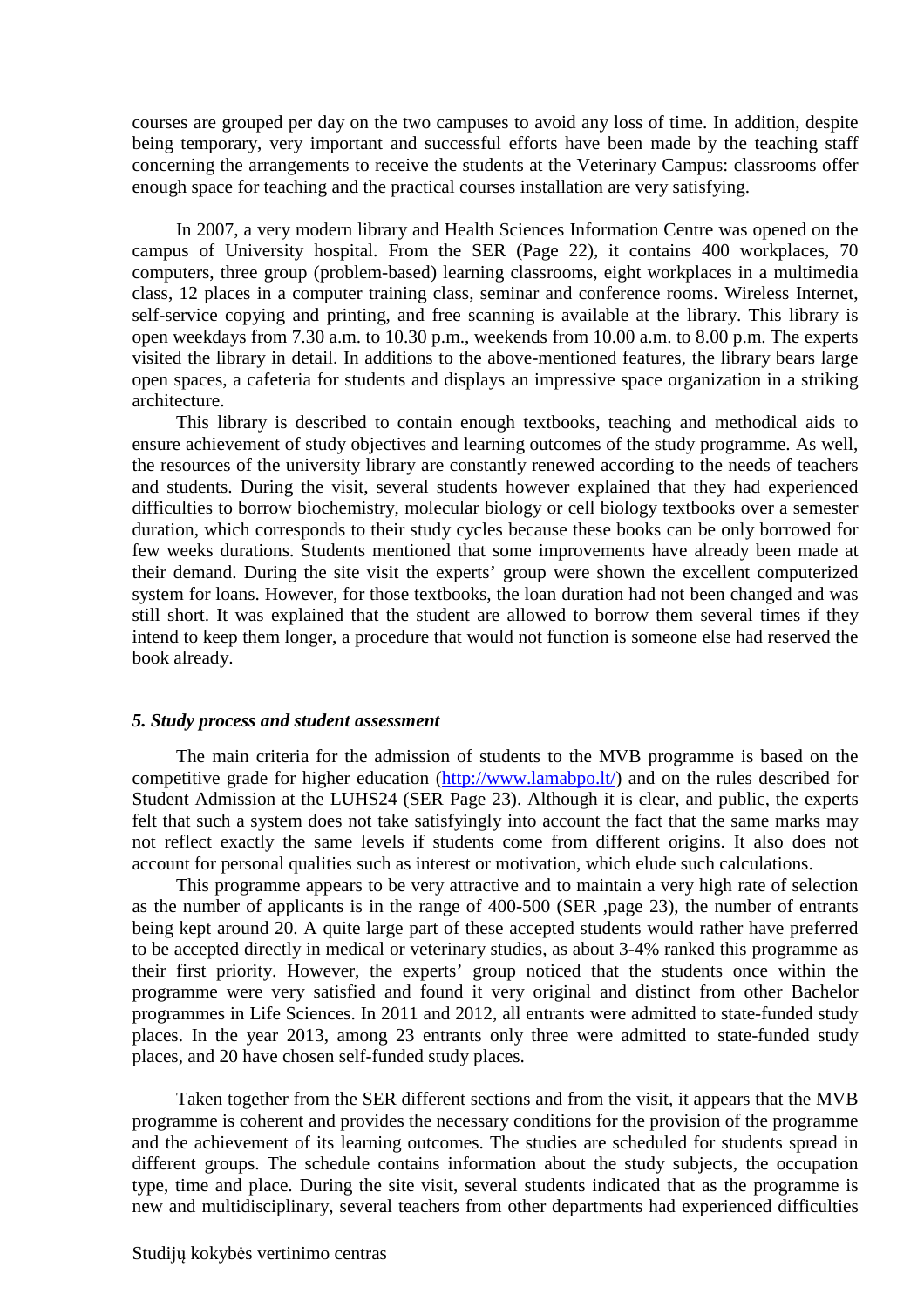courses are grouped per day on the two campuses to avoid any loss of time. In addition, despite being temporary, very important and successful efforts have been made by the teaching staff concerning the arrangements to receive the students at the Veterinary Campus: classrooms offer enough space for teaching and the practical courses installation are very satisfying.

In 2007, a very modern library and Health Sciences Information Centre was opened on the campus of University hospital. From the SER (Page 22), it contains 400 workplaces, 70 computers, three group (problem-based) learning classrooms, eight workplaces in a multimedia class, 12 places in a computer training class, seminar and conference rooms. Wireless Internet, self-service copying and printing, and free scanning is available at the library. This library is open weekdays from 7.30 a.m. to 10.30 p.m., weekends from 10.00 a.m. to 8.00 p.m. The experts visited the library in detail. In additions to the above-mentioned features, the library bears large open spaces, a cafeteria for students and displays an impressive space organization in a striking architecture.

This library is described to contain enough textbooks, teaching and methodical aids to ensure achievement of study objectives and learning outcomes of the study programme. As well, the resources of the university library are constantly renewed according to the needs of teachers and students. During the visit, several students however explained that they had experienced difficulties to borrow biochemistry, molecular biology or cell biology textbooks over a semester duration, which corresponds to their study cycles because these books can be only borrowed for few weeks durations. Students mentioned that some improvements have already been made at their demand. During the site visit the experts' group were shown the excellent computerized system for loans. However, for those textbooks, the loan duration had not been changed and was still short. It was explained that the student are allowed to borrow them several times if they intend to keep them longer, a procedure that would not function is someone else had reserved the book already.

### *5. Study process and student assessment*

The main criteria for the admission of students to the MVB programme is based on the competitive grade for higher education (http://www.lamabpo.lt/) and on the rules described for Student Admission at the LUHS24 (SER Page 23). Although it is clear, and public, the experts felt that such a system does not take satisfyingly into account the fact that the same marks may not reflect exactly the same levels if students come from different origins. It also does not account for personal qualities such as interest or motivation, which elude such calculations.

This programme appears to be very attractive and to maintain a very high rate of selection as the number of applicants is in the range of 400-500 (SER ,page 23), the number of entrants being kept around 20. A quite large part of these accepted students would rather have preferred to be accepted directly in medical or veterinary studies, as about 3-4% ranked this programme as their first priority. However, the experts' group noticed that the students once within the programme were very satisfied and found it very original and distinct from other Bachelor programmes in Life Sciences. In 2011 and 2012, all entrants were admitted to state-funded study places. In the year 2013, among 23 entrants only three were admitted to state-funded study places, and 20 have chosen self-funded study places.

Taken together from the SER different sections and from the visit, it appears that the MVB programme is coherent and provides the necessary conditions for the provision of the programme and the achievement of its learning outcomes. The studies are scheduled for students spread in different groups. The schedule contains information about the study subjects, the occupation type, time and place. During the site visit, several students indicated that as the programme is new and multidisciplinary, several teachers from other departments had experienced difficulties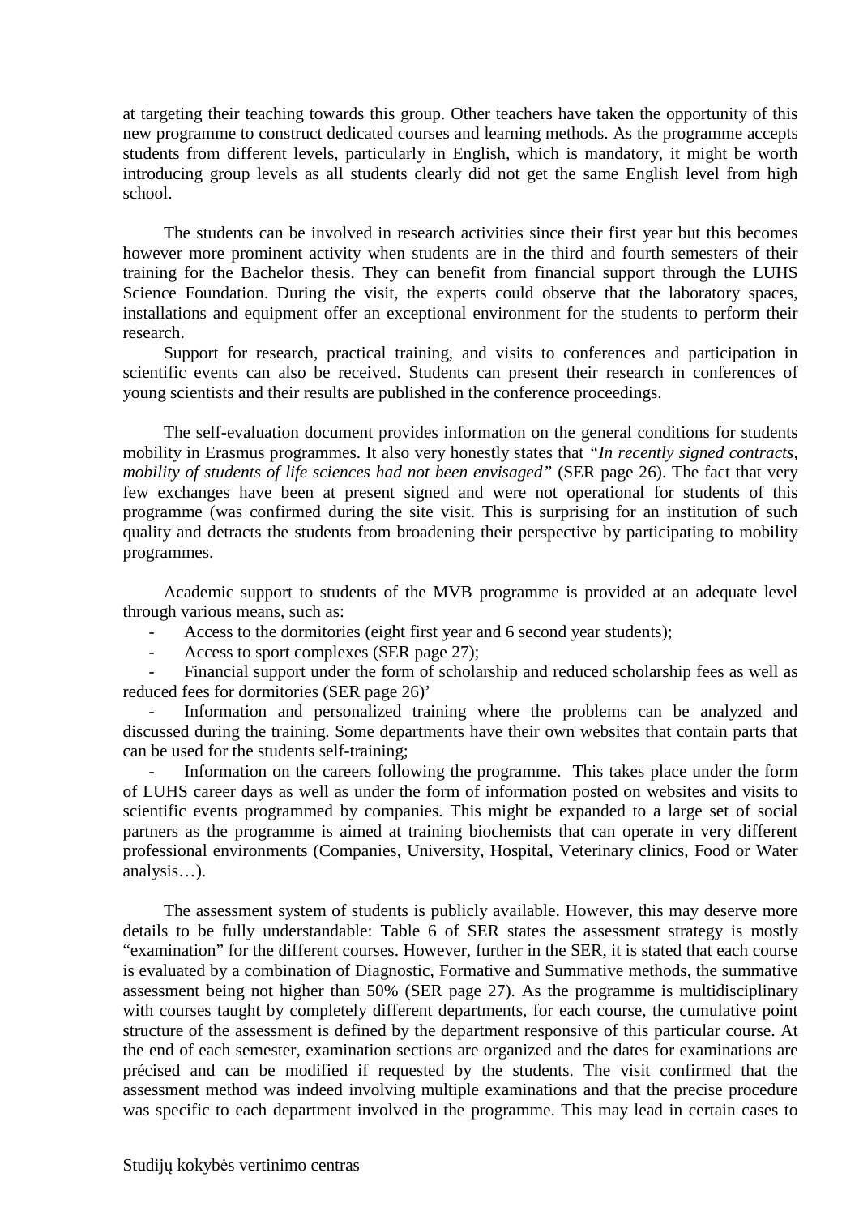at targeting their teaching towards this group. Other teachers have taken the opportunity of this new programme to construct dedicated courses and learning methods. As the programme accepts students from different levels, particularly in English, which is mandatory, it might be worth introducing group levels as all students clearly did not get the same English level from high school.

The students can be involved in research activities since their first year but this becomes however more prominent activity when students are in the third and fourth semesters of their training for the Bachelor thesis. They can benefit from financial support through the LUHS Science Foundation. During the visit, the experts could observe that the laboratory spaces, installations and equipment offer an exceptional environment for the students to perform their research.

Support for research, practical training, and visits to conferences and participation in scientific events can also be received. Students can present their research in conferences of young scientists and their results are published in the conference proceedings.

The self-evaluation document provides information on the general conditions for students mobility in Erasmus programmes. It also very honestly states that *"In recently signed contracts, mobility of students of life sciences had not been envisaged"* (SER page 26). The fact that very few exchanges have been at present signed and were not operational for students of this programme (was confirmed during the site visit. This is surprising for an institution of such quality and detracts the students from broadening their perspective by participating to mobility programmes.

Academic support to students of the MVB programme is provided at an adequate level through various means, such as:

- Access to the dormitories (eight first year and 6 second year students);
- Access to sport complexes (SER page 27);
- Financial support under the form of scholarship and reduced scholarship fees as well as reduced fees for dormitories (SER page 26)'
- Information and personalized training where the problems can be analyzed and discussed during the training. Some departments have their own websites that contain parts that can be used for the students self-training;
- Information on the careers following the programme. This takes place under the form of LUHS career days as well as under the form of information posted on websites and visits to scientific events programmed by companies. This might be expanded to a large set of social partners as the programme is aimed at training biochemists that can operate in very different professional environments (Companies, University, Hospital, Veterinary clinics, Food or Water analysis…).

The assessment system of students is publicly available. However, this may deserve more details to be fully understandable: Table 6 of SER states the assessment strategy is mostly "examination" for the different courses. However, further in the SER, it is stated that each course is evaluated by a combination of Diagnostic, Formative and Summative methods, the summative assessment being not higher than 50% (SER page 27). As the programme is multidisciplinary with courses taught by completely different departments, for each course, the cumulative point structure of the assessment is defined by the department responsive of this particular course. At the end of each semester, examination sections are organized and the dates for examinations are précised and can be modified if requested by the students. The visit confirmed that the assessment method was indeed involving multiple examinations and that the precise procedure was specific to each department involved in the programme. This may lead in certain cases to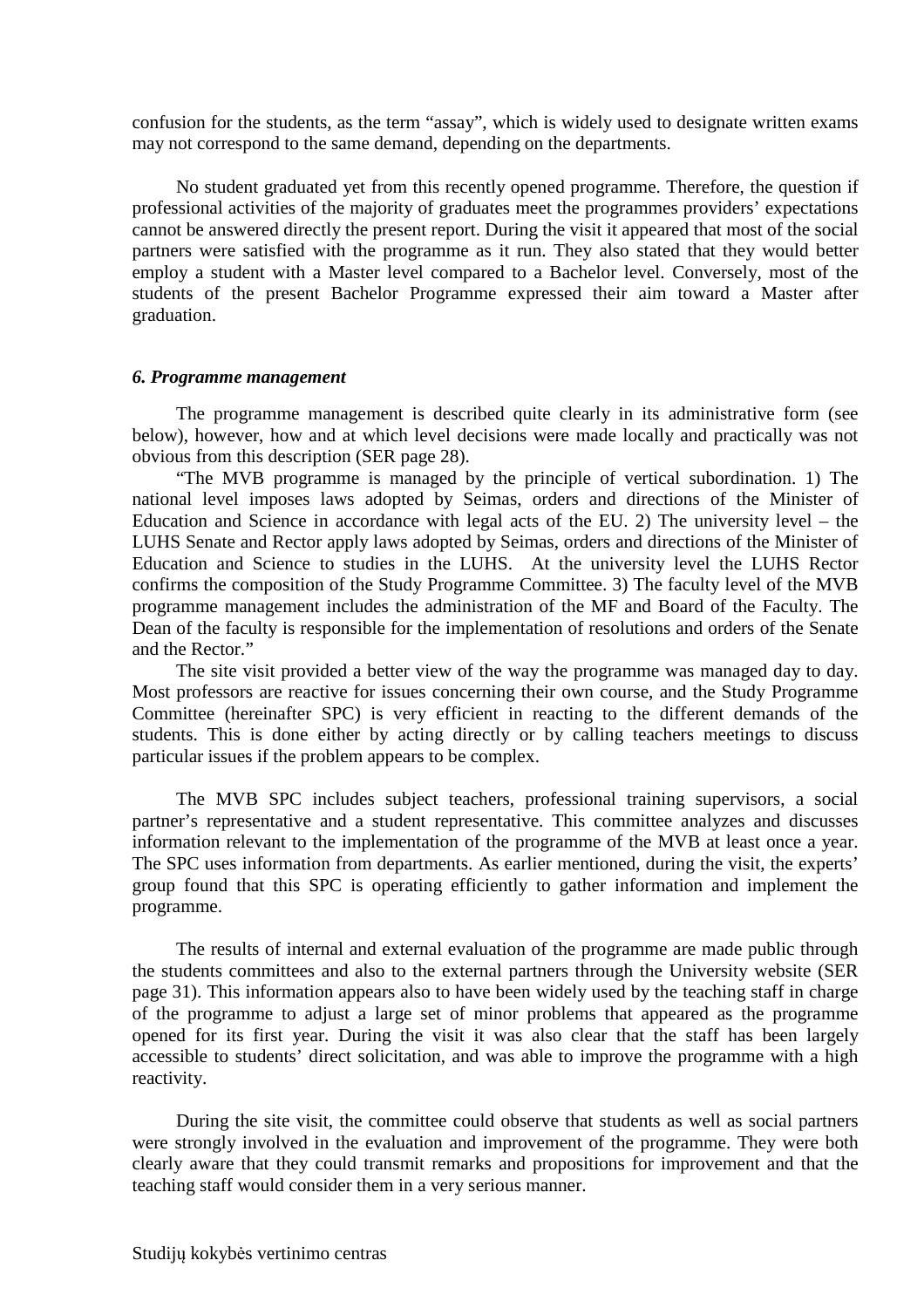confusion for the students, as the term "assay", which is widely used to designate written exams may not correspond to the same demand, depending on the departments.

No student graduated yet from this recently opened programme. Therefore, the question if professional activities of the majority of graduates meet the programmes providers' expectations cannot be answered directly the present report. During the visit it appeared that most of the social partners were satisfied with the programme as it run. They also stated that they would better employ a student with a Master level compared to a Bachelor level. Conversely, most of the students of the present Bachelor Programme expressed their aim toward a Master after graduation.

### *6. Programme management*

The programme management is described quite clearly in its administrative form (see below), however, how and at which level decisions were made locally and practically was not obvious from this description (SER page 28).

"The MVB programme is managed by the principle of vertical subordination. 1) The national level imposes laws adopted by Seimas, orders and directions of the Minister of Education and Science in accordance with legal acts of the EU. 2) The university level – the LUHS Senate and Rector apply laws adopted by Seimas, orders and directions of the Minister of Education and Science to studies in the LUHS. At the university level the LUHS Rector confirms the composition of the Study Programme Committee. 3) The faculty level of the MVB programme management includes the administration of the MF and Board of the Faculty. The Dean of the faculty is responsible for the implementation of resolutions and orders of the Senate and the Rector."

The site visit provided a better view of the way the programme was managed day to day. Most professors are reactive for issues concerning their own course, and the Study Programme Committee (hereinafter SPC) is very efficient in reacting to the different demands of the students. This is done either by acting directly or by calling teachers meetings to discuss particular issues if the problem appears to be complex.

The MVB SPC includes subject teachers, professional training supervisors, a social partner's representative and a student representative. This committee analyzes and discusses information relevant to the implementation of the programme of the MVB at least once a year. The SPC uses information from departments. As earlier mentioned, during the visit, the experts' group found that this SPC is operating efficiently to gather information and implement the programme.

The results of internal and external evaluation of the programme are made public through the students committees and also to the external partners through the University website (SER page 31). This information appears also to have been widely used by the teaching staff in charge of the programme to adjust a large set of minor problems that appeared as the programme opened for its first year. During the visit it was also clear that the staff has been largely accessible to students' direct solicitation, and was able to improve the programme with a high reactivity.

During the site visit, the committee could observe that students as well as social partners were strongly involved in the evaluation and improvement of the programme. They were both clearly aware that they could transmit remarks and propositions for improvement and that the teaching staff would consider them in a very serious manner.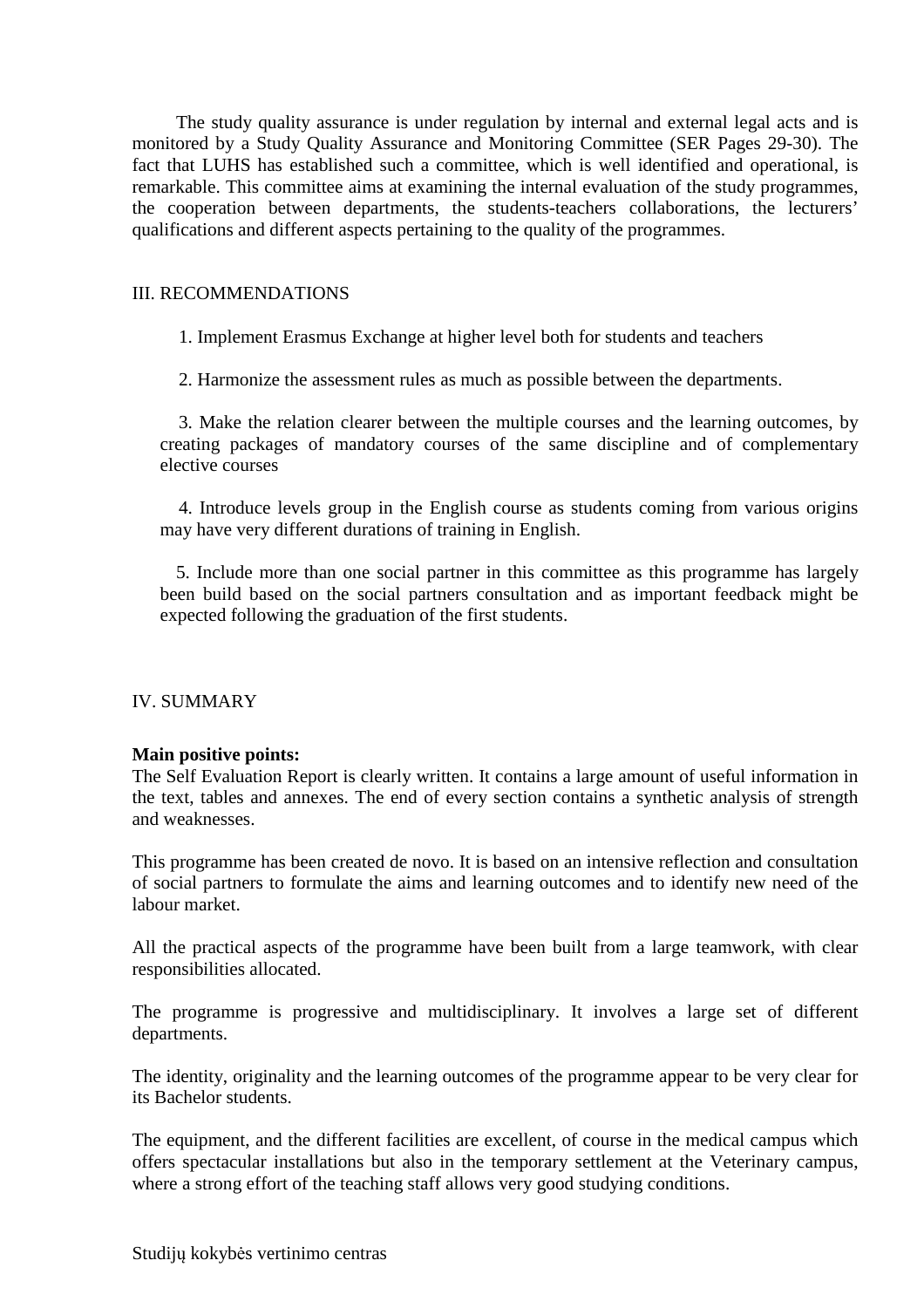The study quality assurance is under regulation by internal and external legal acts and is monitored by a Study Quality Assurance and Monitoring Committee (SER Pages 29-30). The fact that LUHS has established such a committee, which is well identified and operational, is remarkable. This committee aims at examining the internal evaluation of the study programmes, the cooperation between departments, the students-teachers collaborations, the lecturers' qualifications and different aspects pertaining to the quality of the programmes.

## III. RECOMMENDATIONS

1. Implement Erasmus Exchange at higher level both for students and teachers

2. Harmonize the assessment rules as much as possible between the departments.

3. Make the relation clearer between the multiple courses and the learning outcomes, by creating packages of mandatory courses of the same discipline and of complementary elective courses

4. Introduce levels group in the English course as students coming from various origins may have very different durations of training in English.

5. Include more than one social partner in this committee as this programme has largely been build based on the social partners consultation and as important feedback might be expected following the graduation of the first students.

## IV. SUMMARY

**Main positive points:**

The Self Evaluation Report is clearly written. It contains a large amount of useful information in the text, tables and annexes. The end of every section contains a synthetic analysis of strength and weaknesses.

This programme has been created de novo. It is based on an intensive reflection and consultation of social partners to formulate the aims and learning outcomes and to identify new need of the labour market.

All the practical aspects of the programme have been built from a large teamwork, with clear responsibilities allocated.

The programme is progressive and multidisciplinary. It involves a large set of different departments.

The identity, originality and the learning outcomes of the programme appear to be very clear for its Bachelor students.

The equipment, and the different facilities are excellent, of course in the medical campus which offers spectacular installations but also in the temporary settlement at the Veterinary campus, where a strong effort of the teaching staff allows very good studying conditions.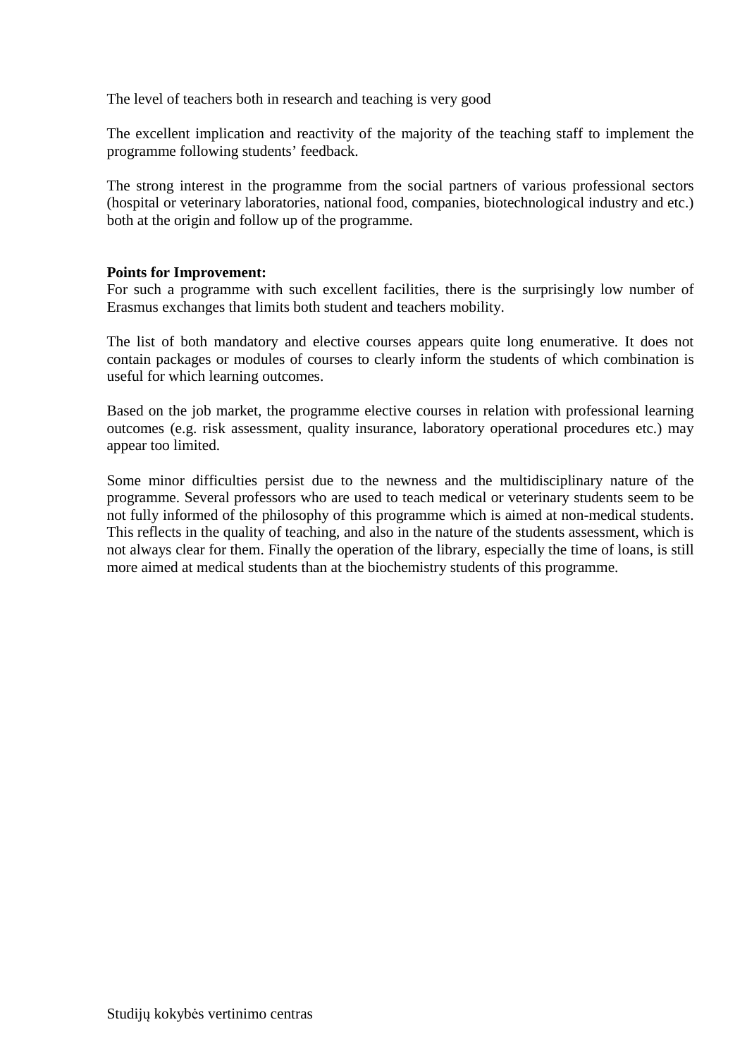The level of teachers both in research and teaching is very good

The excellent implication and reactivity of the majority of the teaching staff to implement the programme following students' feedback.

The strong interest in the programme from the social partners of various professional sectors (hospital or veterinary laboratories, national food, companies, biotechnological industry and etc.) both at the origin and follow up of the programme.

**Points for Improvement:**

For such a programme with such excellent facilities, there is the surprisingly low number of Erasmus exchanges that limits both student and teachers mobility.

The list of both mandatory and elective courses appears quite long enumerative. It does not contain packages or modules of courses to clearly inform the students of which combination is useful for which learning outcomes.

Based on the job market, the programme elective courses in relation with professional learning outcomes (e.g. risk assessment, quality insurance, laboratory operational procedures etc.) may appear too limited.

Some minor difficulties persist due to the newness and the multidisciplinary nature of the programme. Several professors who are used to teach medical or veterinary students seem to be not fully informed of the philosophy of this programme which is aimed at non-medical students. This reflects in the quality of teaching, and also in the nature of the students assessment, which is not always clear for them. Finally the operation of the library, especially the time of loans, is still more aimed at medical students than at the biochemistry students of this programme.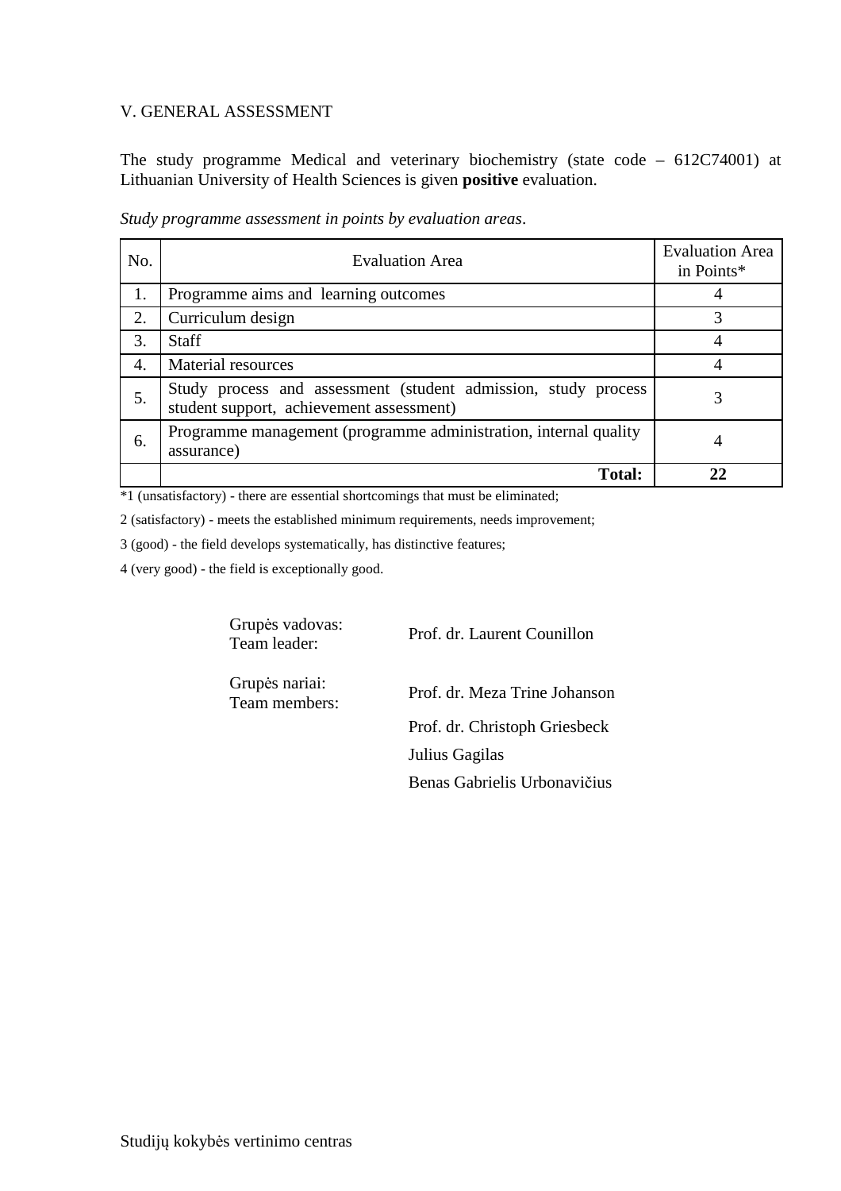## V. GENERAL ASSESSMENT

The study programme Medical and veterinary biochemistry (state code – 612C74001) at Lithuanian University of Health Sciences is given **positive** evaluation.

*Study programme assessment in points by evaluation areas*.

| No. | Evaluation Area | Evaluation Area in Points* |
|---|---|---|
| 1. | Programme aims and learning outcomes | 4 |
| 2. | Curriculum design | 3 |
| 3. | Staff | 4 |
| 4. | Material resources | 4 |
| 5. | Study process and assessment (student admission, study process student support, achievement assessment) | 3 |
| 6. | Programme management (programme administration, internal quality assurance) | 4 |
| | **Total:** | **22** |

*1 (unsatisfactory) - there are essential shortcomings that must be eliminated;

2 (satisfactory) - meets the established minimum requirements, needs improvement;

3 (good) - the field develops systematically, has distinctive features;

4 (very good) - the field is exceptionally good.

| | |
|---|---|
| Grupės vadovas: Team leader: | Prof. dr. Laurent Counillon |
| Grupės nariai: Team members: | Prof. dr. Meza Trine Johanson |
| | Prof. dr. Christoph Griesbeck |
| | Julius Gagilas |
| | Benas Gabrielis Urbonavičius |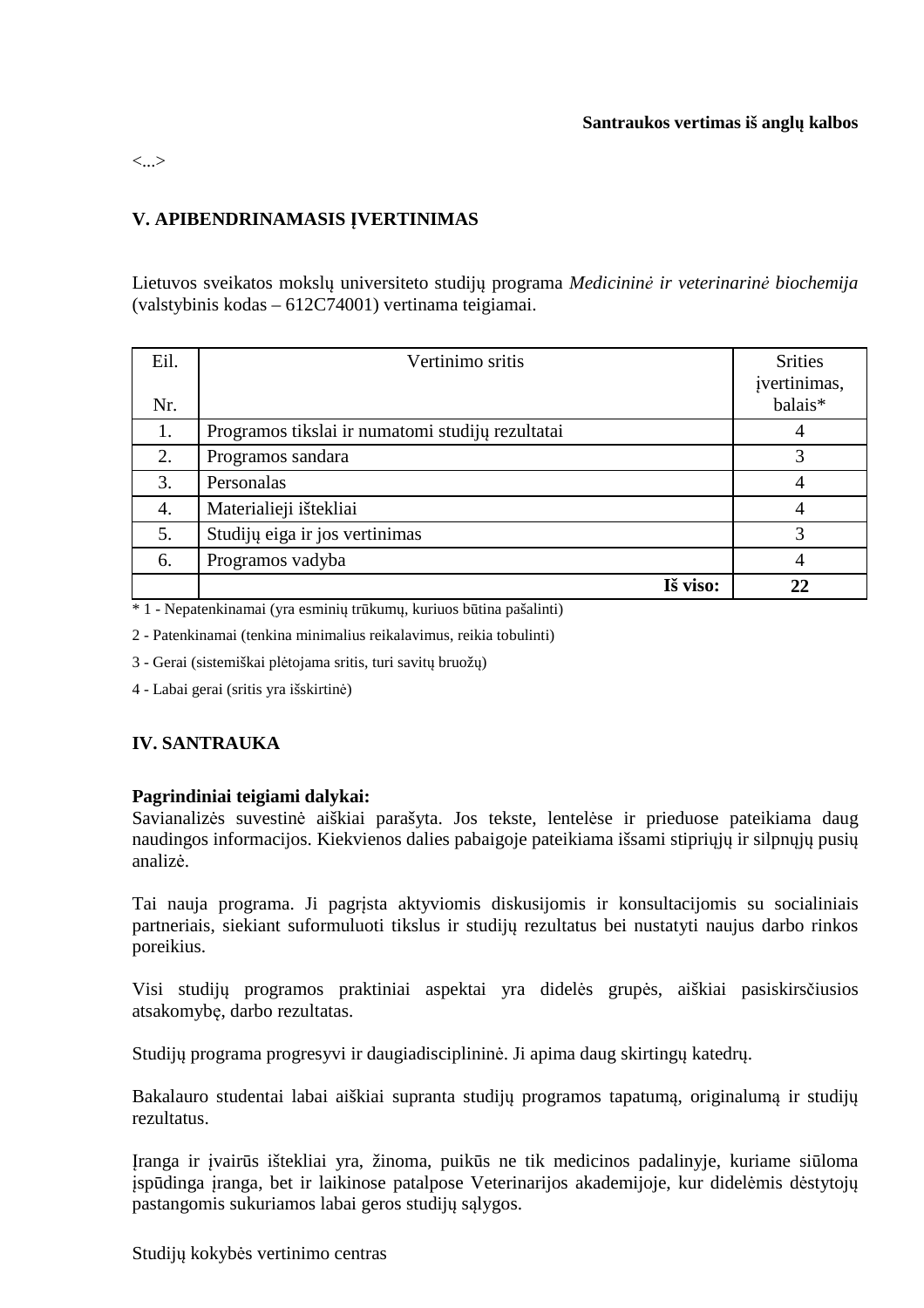**Santraukos vertimas iš anglų kalbos**

<...>

## V. APIBENDRINAMASIS ĮVERTINIMAS

Lietuvos sveikatos mokslų universiteto studijų programa *Medicininė ir veterinarinė biochemija* (valstybinis kodas – 612C74001) vertinama teigiamai.

| Eil. Nr. | Vertinimo sritis | Srities įvertinimas, balais* |
|---|---|---|
| 1. | Programos tikslai ir numatomi studijų rezultatai | 4 |
| 2. | Programos sandara | 3 |
| 3. | Personalas | 4 |
| 4. | Materialieji ištekliai | 4 |
| 5. | Studijų eiga ir jos vertinimas | 3 |
| 6. | Programos vadyba | 4 |
| | **Iš viso:** | **22** |

* 1 - Nepatenkinamai (yra esminių trūkumų, kuriuos būtina pašalinti)

2 - Patenkinamai (tenkina minimalius reikalavimus, reikia tobulinti)

3 - Gerai (sistemiškai plėtojama sritis, turi savitų bruožų)

4 - Labai gerai (sritis yra išskirtinė)

## IV. SANTRAUKA

**Pagrindiniai teigiami dalykai:**
Savianalizės suvestinė aiškiai parašyta. Jos tekste, lentelėse ir prieduose pateikiama daug naudingos informacijos. Kiekvienos dalies pabaigoje pateikiama išsami stipriųjų ir silpnųjų pusių analizė.

Tai nauja programa. Ji pagrįsta aktyviomis diskusijomis ir konsultacijomis su socialiniais partneriais, siekiant suformuluoti tikslus ir studijų rezultatus bei nustatyti naujus darbo rinkos poreikius.

Visi studijų programos praktiniai aspektai yra didelės grupės, aiškiai pasiskirsčiusios atsakomybę, darbo rezultatas.

Studijų programa progresyvi ir daugiadisciplininė. Ji apima daug skirtingų katedrų.

Bakalauro studentai labai aiškiai supranta studijų programos tapatumą, originalumą ir studijų rezultatus.

Įranga ir įvairūs ištekliai yra, žinoma, puikūs ne tik medicinos padalinyje, kuriame siūloma įspūdinga įranga, bet ir laikinose patalpose Veterinarijos akademijoje, kur didelėmis dėstytojų pastangomis sukuriamos labai geros studijų sąlygos.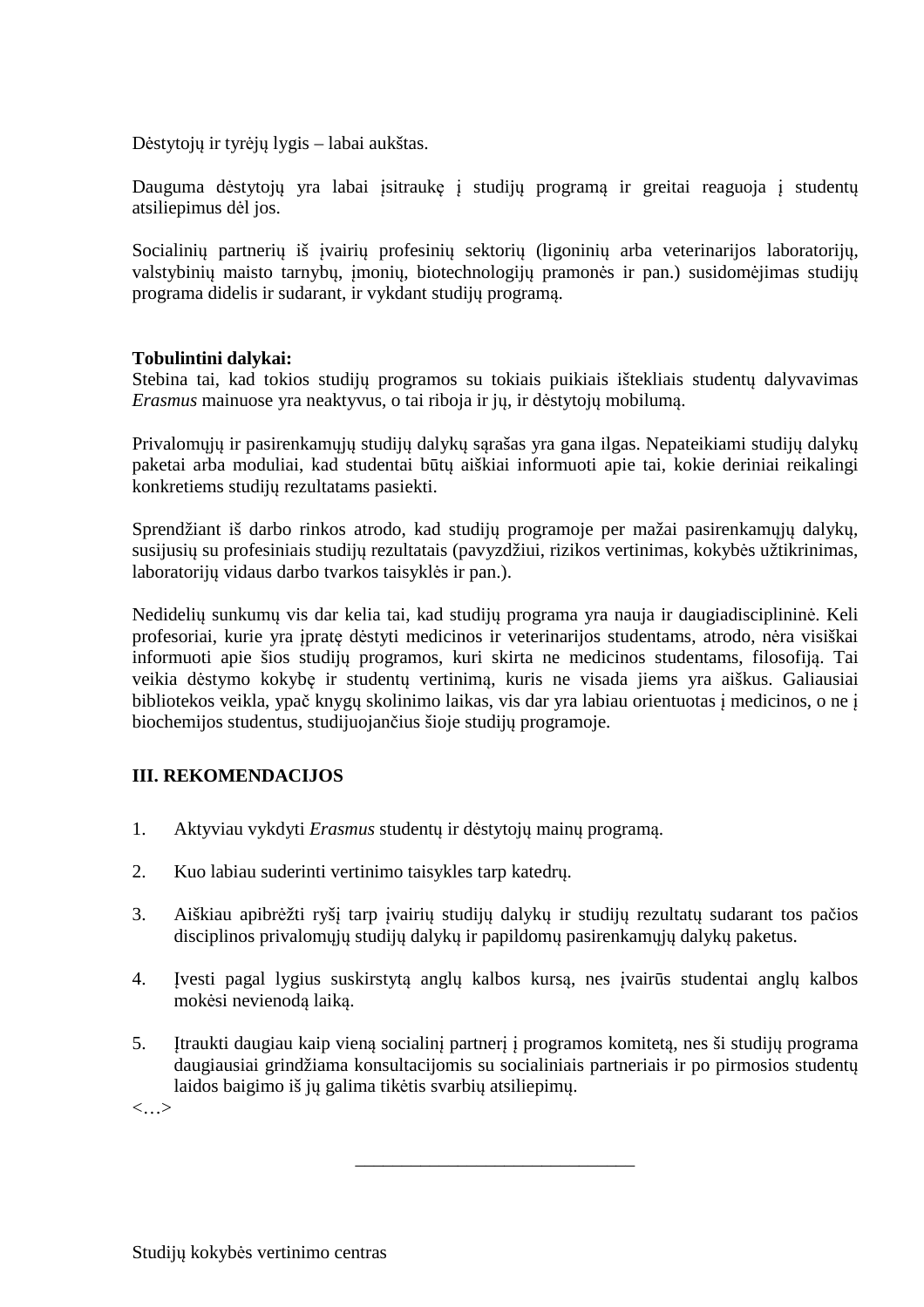Dėstytojų ir tyrėjų lygis – labai aukštas.

Dauguma dėstytojų yra labai įsitraukę į studijų programą ir greitai reaguoja į studentų atsiliepimus dėl jos.

Socialinių partnerių iš įvairių profesinių sektorių (ligoninių arba veterinarijos laboratorijų, valstybinių maisto tarnybų, įmonių, biotechnologijų pramonės ir pan.) susidomėjimas studijų programa didelis ir sudarant, ir vykdant studijų programą.

**Tobulintini dalykai:**
Stebina tai, kad tokios studijų programos su tokiais puikiais ištekliais studentų dalyvavimas *Erasmus* mainuose yra neaktyvus, o tai riboja ir jų, ir dėstytojų mobilumą.

Privalomųjų ir pasirenkamųjų studijų dalykų sąrašas yra gana ilgas. Nepateikiami studijų dalykų paketai arba moduliai, kad studentai būtų aiškiai informuoti apie tai, kokie deriniai reikalingi konkretiems studijų rezultatams pasiekti.

Sprendžiant iš darbo rinkos atrodo, kad studijų programoje per mažai pasirenkamųjų dalykų, susijusių su profesiniais studijų rezultatais (pavyzdžiui, rizikos vertinimas, kokybės užtikrinimas, laboratorijų vidaus darbo tvarkos taisyklės ir pan.).

Nedidelių sunkumų vis dar kelia tai, kad studijų programa yra nauja ir daugiadisciplininė. Keli profesoriai, kurie yra įpratę dėstyti medicinos ir veterinarijos studentams, atrodo, nėra visiškai informuoti apie šios studijų programos, kuri skirta ne medicinos studentams, filosofiją. Tai veikia dėstymo kokybę ir studentų vertinimą, kuris ne visada jiems yra aiškus. Galiausiai bibliotekos veikla, ypač knygų skolinimo laikas, vis dar yra labiau orientuotas į medicinos, o ne į biochemijos studentus, studijuojančius šioje studijų programoje.

## III. REKOMENDACIJOS

1. Aktyviau vykdyti *Erasmus* studentų ir dėstytojų mainų programą.

2. Kuo labiau suderinti vertinimo taisykles tarp katedrų.

3. Aiškiau apibrėžti ryšį tarp įvairių studijų dalykų ir studijų rezultatų sudarant tos pačios disciplinos privalomųjų studijų dalykų ir papildomų pasirenkamųjų dalykų paketus.

4. Įvesti pagal lygius suskirstytą anglų kalbos kursą, nes įvairūs studentai anglų kalbos mokėsi nevienodą laiką.

5. Įtraukti daugiau kaip vieną socialinį partnerį į programos komitetą, nes ši studijų programa daugiausiai grindžiama konsultacijomis su socialiniais partneriais ir po pirmosios studentų laidos baigimo iš jų galima tikėtis svarbių atsiliepimų.

<…>

______________________________

Studijų kokybės vertinimo centras